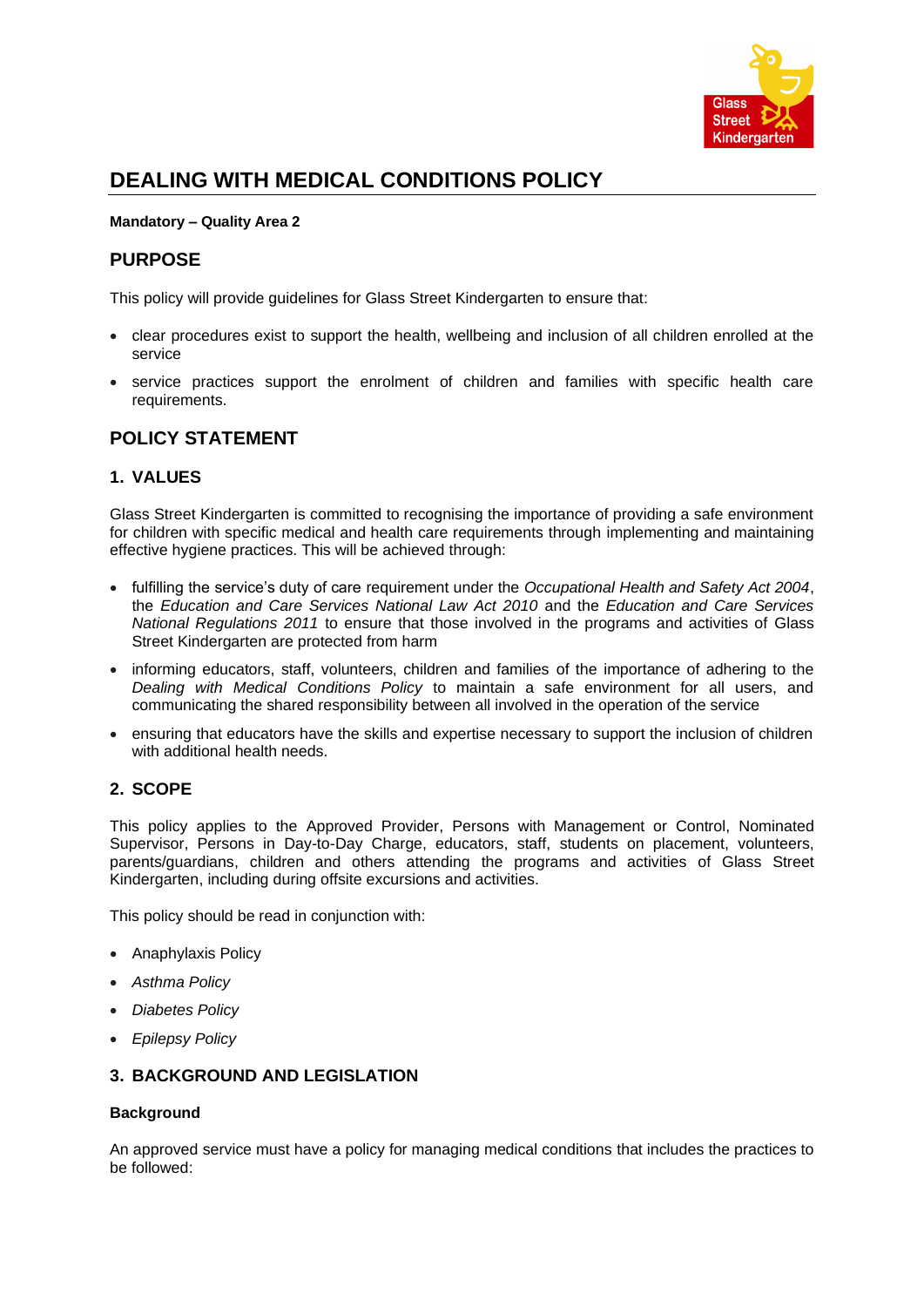# DEALING WITH MEDICAL CONDITIONS POLICY

**Mandatory – Quality Area 2**

## PURPOSE

This policy will provide guidelines for Glass Street Kindergarten to ensure that:

- clear procedures exist to support the health, wellbeing and inclusion of all children enrolled at the service
- service practices support the enrolment of children and families with specific health care requirements.

## POLICY STATEMENT

### 1. VALUES

Glass Street Kindergarten is committed to recognising the importance of providing a safe environment for children with specific medical and health care requirements through implementing and maintaining effective hygiene practices. This will be achieved through:

- fulfilling the service's duty of care requirement under the *Occupational Health and Safety Act 2004*, the *Education and Care Services National Law Act 2010* and the *Education and Care Services National Regulations 2011* to ensure that those involved in the programs and activities of Glass Street Kindergarten are protected from harm
- informing educators, staff, volunteers, children and families of the importance of adhering to the *Dealing with Medical Conditions Policy* to maintain a safe environment for all users, and communicating the shared responsibility between all involved in the operation of the service
- ensuring that educators have the skills and expertise necessary to support the inclusion of children with additional health needs.

### 2. SCOPE

This policy applies to the Approved Provider, Persons with Management or Control, Nominated Supervisor, Persons in Day-to-Day Charge, educators, staff, students on placement, volunteers, parents/guardians, children and others attending the programs and activities of Glass Street Kindergarten, including during offsite excursions and activities.

This policy should be read in conjunction with:

- Anaphylaxis Policy
- *Asthma Policy*
- *Diabetes Policy*
- *Epilepsy Policy*

### 3. BACKGROUND AND LEGISLATION

#### Background

An approved service must have a policy for managing medical conditions that includes the practices to be followed: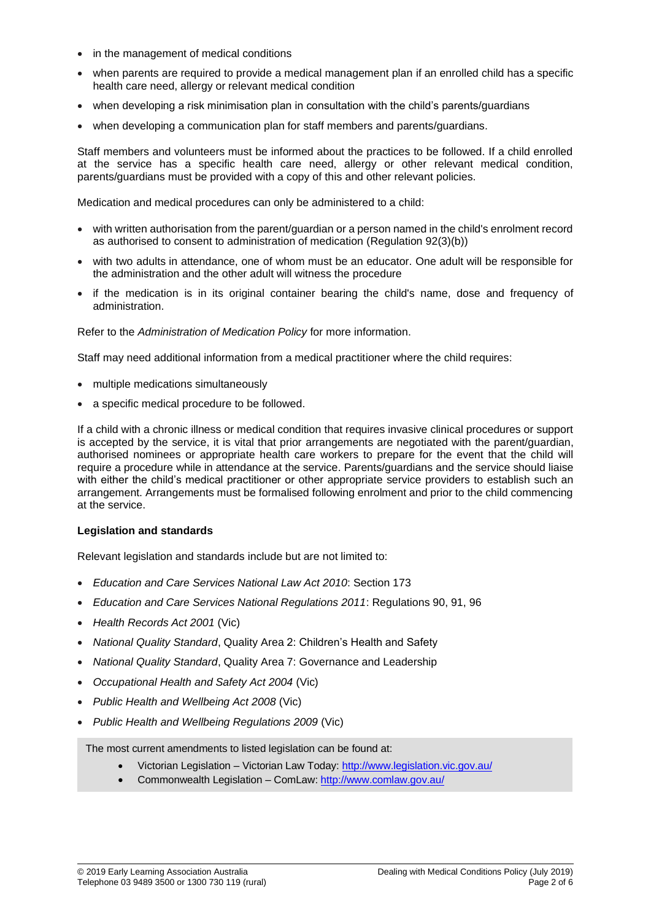- in the management of medical conditions
- when parents are required to provide a medical management plan if an enrolled child has a specific health care need, allergy or relevant medical condition
- when developing a risk minimisation plan in consultation with the child's parents/guardians
- when developing a communication plan for staff members and parents/guardians.

Staff members and volunteers must be informed about the practices to be followed. If a child enrolled at the service has a specific health care need, allergy or other relevant medical condition, parents/guardians must be provided with a copy of this and other relevant policies.

Medication and medical procedures can only be administered to a child:

- with written authorisation from the parent/guardian or a person named in the child's enrolment record as authorised to consent to administration of medication (Regulation 92(3)(b))
- with two adults in attendance, one of whom must be an educator. One adult will be responsible for the administration and the other adult will witness the procedure
- if the medication is in its original container bearing the child's name, dose and frequency of administration.

Refer to the *Administration of Medication Policy* for more information.

Staff may need additional information from a medical practitioner where the child requires:

- multiple medications simultaneously
- a specific medical procedure to be followed.

If a child with a chronic illness or medical condition that requires invasive clinical procedures or support is accepted by the service, it is vital that prior arrangements are negotiated with the parent/guardian, authorised nominees or appropriate health care workers to prepare for the event that the child will require a procedure while in attendance at the service. Parents/guardians and the service should liaise with either the child's medical practitioner or other appropriate service providers to establish such an arrangement. Arrangements must be formalised following enrolment and prior to the child commencing at the service.

**Legislation and standards**

Relevant legislation and standards include but are not limited to:

- *Education and Care Services National Law Act 2010*: Section 173
- *Education and Care Services National Regulations 2011*: Regulations 90, 91, 96
- *Health Records Act 2001* (Vic)
- *National Quality Standard*, Quality Area 2: Children's Health and Safety
- *National Quality Standard*, Quality Area 7: Governance and Leadership
- *Occupational Health and Safety Act 2004* (Vic)
- *Public Health and Wellbeing Act 2008* (Vic)
- *Public Health and Wellbeing Regulations 2009* (Vic)

The most current amendments to listed legislation can be found at:

- Victorian Legislation – Victorian Law Today: http://www.legislation.vic.gov.au/
- Commonwealth Legislation – ComLaw: http://www.comlaw.gov.au/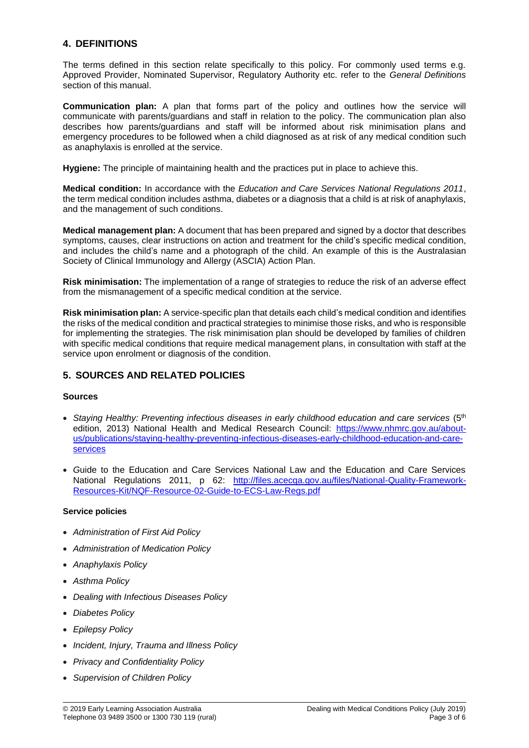## 4. DEFINITIONS

The terms defined in this section relate specifically to this policy. For commonly used terms e.g. Approved Provider, Nominated Supervisor, Regulatory Authority etc. refer to the *General Definitions* section of this manual.

**Communication plan:** A plan that forms part of the policy and outlines how the service will communicate with parents/guardians and staff in relation to the policy. The communication plan also describes how parents/guardians and staff will be informed about risk minimisation plans and emergency procedures to be followed when a child diagnosed as at risk of any medical condition such as anaphylaxis is enrolled at the service.

**Hygiene:** The principle of maintaining health and the practices put in place to achieve this.

**Medical condition:** In accordance with the *Education and Care Services National Regulations 2011*, the term medical condition includes asthma, diabetes or a diagnosis that a child is at risk of anaphylaxis, and the management of such conditions.

**Medical management plan:** A document that has been prepared and signed by a doctor that describes symptoms, causes, clear instructions on action and treatment for the child's specific medical condition, and includes the child's name and a photograph of the child. An example of this is the Australasian Society of Clinical Immunology and Allergy (ASCIA) Action Plan.

**Risk minimisation:** The implementation of a range of strategies to reduce the risk of an adverse effect from the mismanagement of a specific medical condition at the service.

**Risk minimisation plan:** A service-specific plan that details each child's medical condition and identifies the risks of the medical condition and practical strategies to minimise those risks, and who is responsible for implementing the strategies. The risk minimisation plan should be developed by families of children with specific medical conditions that require medical management plans, in consultation with staff at the service upon enrolment or diagnosis of the condition.

## 5. SOURCES AND RELATED POLICIES

### Sources

- *Staying Healthy: Preventing infectious diseases in early childhood education and care services* (5th edition, 2013) National Health and Medical Research Council: https://www.nhmrc.gov.au/about-us/publications/staying-healthy-preventing-infectious-diseases-early-childhood-education-and-care-services
- Guide to the Education and Care Services National Law and the Education and Care Services National Regulations 2011, p 62: http://files.acecqa.gov.au/files/National-Quality-Framework-Resources-Kit/NQF-Resource-02-Guide-to-ECS-Law-Regs.pdf

### Service policies

- *Administration of First Aid Policy*
- *Administration of Medication Policy*
- *Anaphylaxis Policy*
- *Asthma Policy*
- *Dealing with Infectious Diseases Policy*
- *Diabetes Policy*
- *Epilepsy Policy*
- *Incident, Injury, Trauma and Illness Policy*
- *Privacy and Confidentiality Policy*
- *Supervision of Children Policy*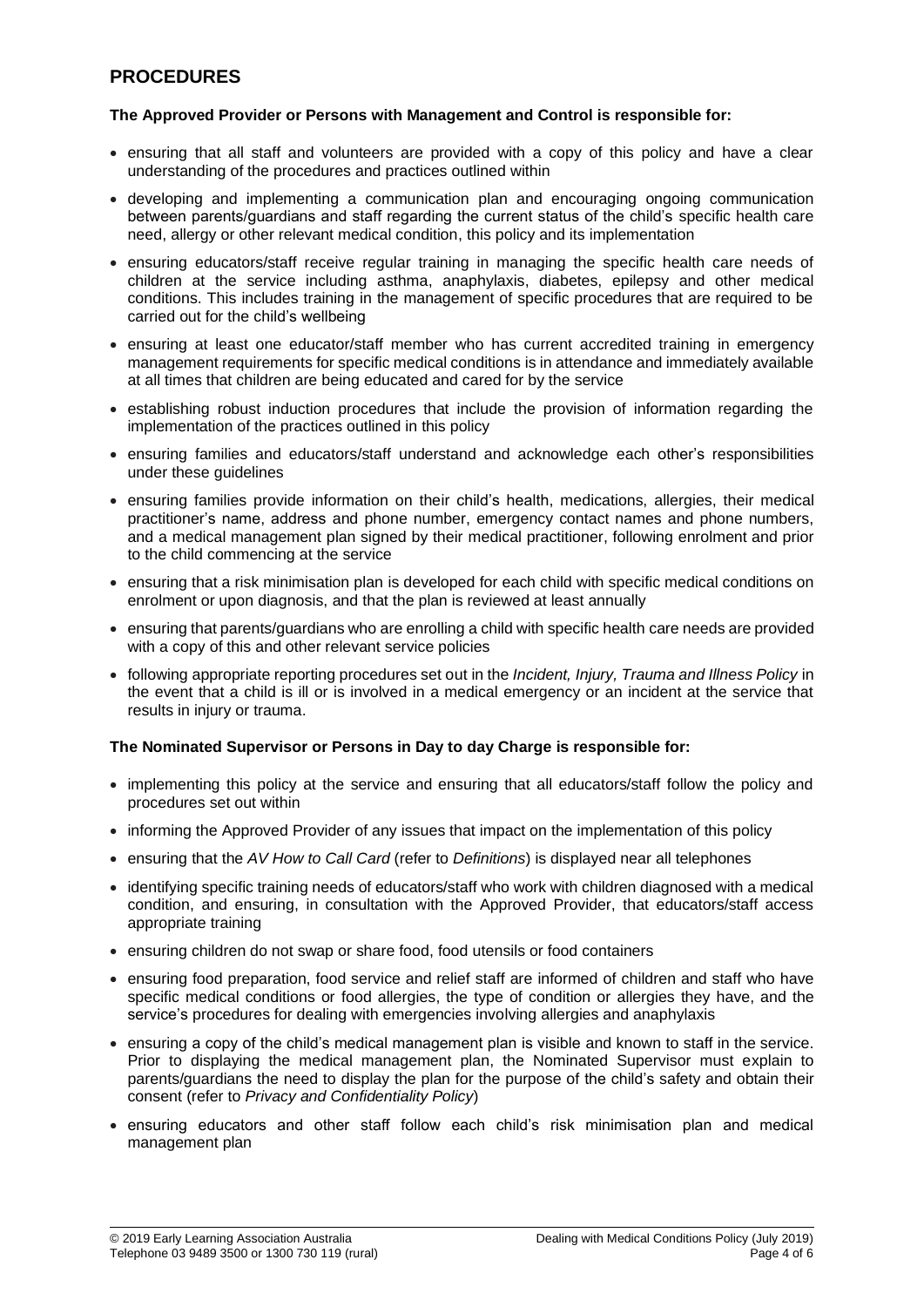## PROCEDURES

**The Approved Provider or Persons with Management and Control is responsible for:**

- ensuring that all staff and volunteers are provided with a copy of this policy and have a clear understanding of the procedures and practices outlined within
- developing and implementing a communication plan and encouraging ongoing communication between parents/guardians and staff regarding the current status of the child's specific health care need, allergy or other relevant medical condition, this policy and its implementation
- ensuring educators/staff receive regular training in managing the specific health care needs of children at the service including asthma, anaphylaxis, diabetes, epilepsy and other medical conditions. This includes training in the management of specific procedures that are required to be carried out for the child's wellbeing
- ensuring at least one educator/staff member who has current accredited training in emergency management requirements for specific medical conditions is in attendance and immediately available at all times that children are being educated and cared for by the service
- establishing robust induction procedures that include the provision of information regarding the implementation of the practices outlined in this policy
- ensuring families and educators/staff understand and acknowledge each other's responsibilities under these guidelines
- ensuring families provide information on their child's health, medications, allergies, their medical practitioner's name, address and phone number, emergency contact names and phone numbers, and a medical management plan signed by their medical practitioner, following enrolment and prior to the child commencing at the service
- ensuring that a risk minimisation plan is developed for each child with specific medical conditions on enrolment or upon diagnosis, and that the plan is reviewed at least annually
- ensuring that parents/guardians who are enrolling a child with specific health care needs are provided with a copy of this and other relevant service policies
- following appropriate reporting procedures set out in the *Incident, Injury, Trauma and Illness Policy* in the event that a child is ill or is involved in a medical emergency or an incident at the service that results in injury or trauma.

**The Nominated Supervisor or Persons in Day to day Charge is responsible for:**

- implementing this policy at the service and ensuring that all educators/staff follow the policy and procedures set out within
- informing the Approved Provider of any issues that impact on the implementation of this policy
- ensuring that the *AV How to Call Card* (refer to *Definitions*) is displayed near all telephones
- identifying specific training needs of educators/staff who work with children diagnosed with a medical condition, and ensuring, in consultation with the Approved Provider, that educators/staff access appropriate training
- ensuring children do not swap or share food, food utensils or food containers
- ensuring food preparation, food service and relief staff are informed of children and staff who have specific medical conditions or food allergies, the type of condition or allergies they have, and the service's procedures for dealing with emergencies involving allergies and anaphylaxis
- ensuring a copy of the child's medical management plan is visible and known to staff in the service. Prior to displaying the medical management plan, the Nominated Supervisor must explain to parents/guardians the need to display the plan for the purpose of the child's safety and obtain their consent (refer to *Privacy and Confidentiality Policy*)
- ensuring educators and other staff follow each child's risk minimisation plan and medical management plan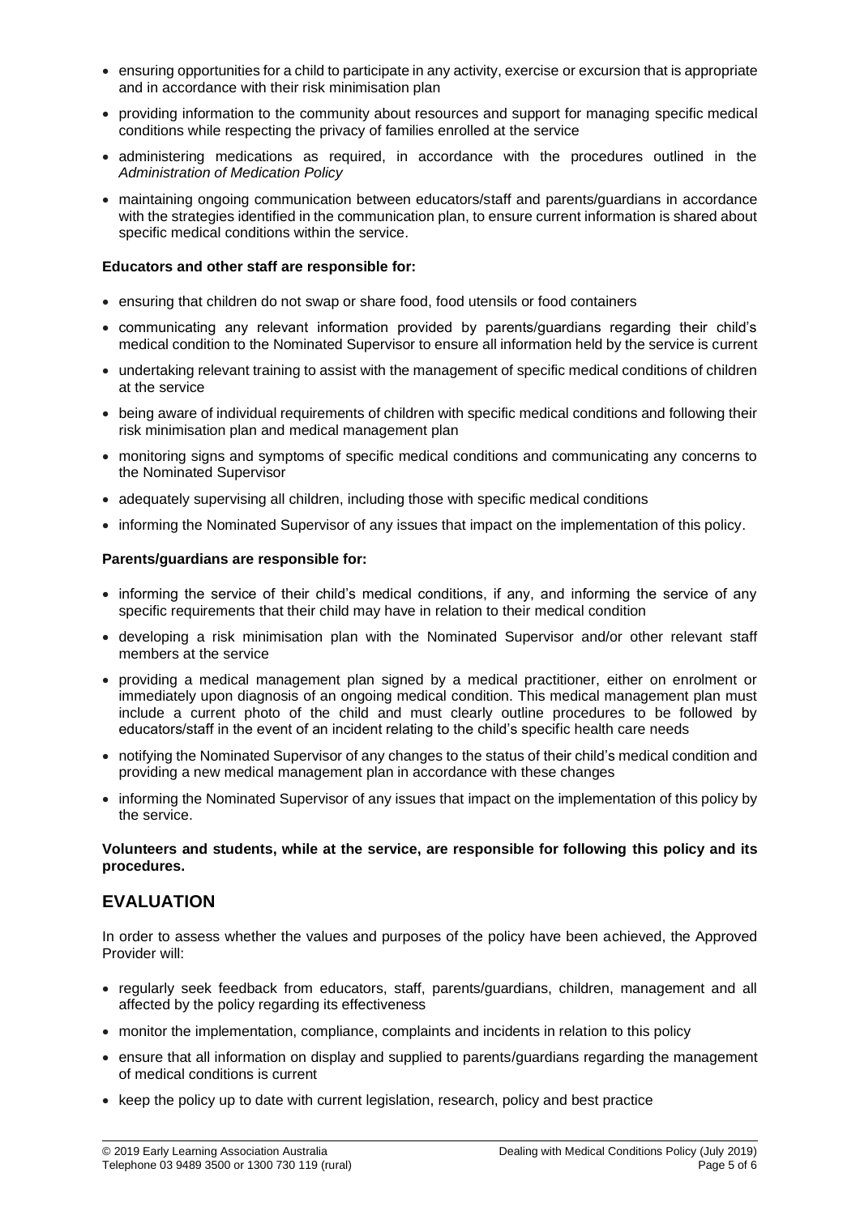- ensuring opportunities for a child to participate in any activity, exercise or excursion that is appropriate and in accordance with their risk minimisation plan
- providing information to the community about resources and support for managing specific medical conditions while respecting the privacy of families enrolled at the service
- administering medications as required, in accordance with the procedures outlined in the *Administration of Medication Policy*
- maintaining ongoing communication between educators/staff and parents/guardians in accordance with the strategies identified in the communication plan, to ensure current information is shared about specific medical conditions within the service.

**Educators and other staff are responsible for:**

- ensuring that children do not swap or share food, food utensils or food containers
- communicating any relevant information provided by parents/guardians regarding their child's medical condition to the Nominated Supervisor to ensure all information held by the service is current
- undertaking relevant training to assist with the management of specific medical conditions of children at the service
- being aware of individual requirements of children with specific medical conditions and following their risk minimisation plan and medical management plan
- monitoring signs and symptoms of specific medical conditions and communicating any concerns to the Nominated Supervisor
- adequately supervising all children, including those with specific medical conditions
- informing the Nominated Supervisor of any issues that impact on the implementation of this policy.

**Parents/guardians are responsible for:**

- informing the service of their child's medical conditions, if any, and informing the service of any specific requirements that their child may have in relation to their medical condition
- developing a risk minimisation plan with the Nominated Supervisor and/or other relevant staff members at the service
- providing a medical management plan signed by a medical practitioner, either on enrolment or immediately upon diagnosis of an ongoing medical condition. This medical management plan must include a current photo of the child and must clearly outline procedures to be followed by educators/staff in the event of an incident relating to the child's specific health care needs
- notifying the Nominated Supervisor of any changes to the status of their child's medical condition and providing a new medical management plan in accordance with these changes
- informing the Nominated Supervisor of any issues that impact on the implementation of this policy by the service.

**Volunteers and students, while at the service, are responsible for following this policy and its procedures.**

## EVALUATION

In order to assess whether the values and purposes of the policy have been achieved, the Approved Provider will:

- regularly seek feedback from educators, staff, parents/guardians, children, management and all affected by the policy regarding its effectiveness
- monitor the implementation, compliance, complaints and incidents in relation to this policy
- ensure that all information on display and supplied to parents/guardians regarding the management of medical conditions is current
- keep the policy up to date with current legislation, research, policy and best practice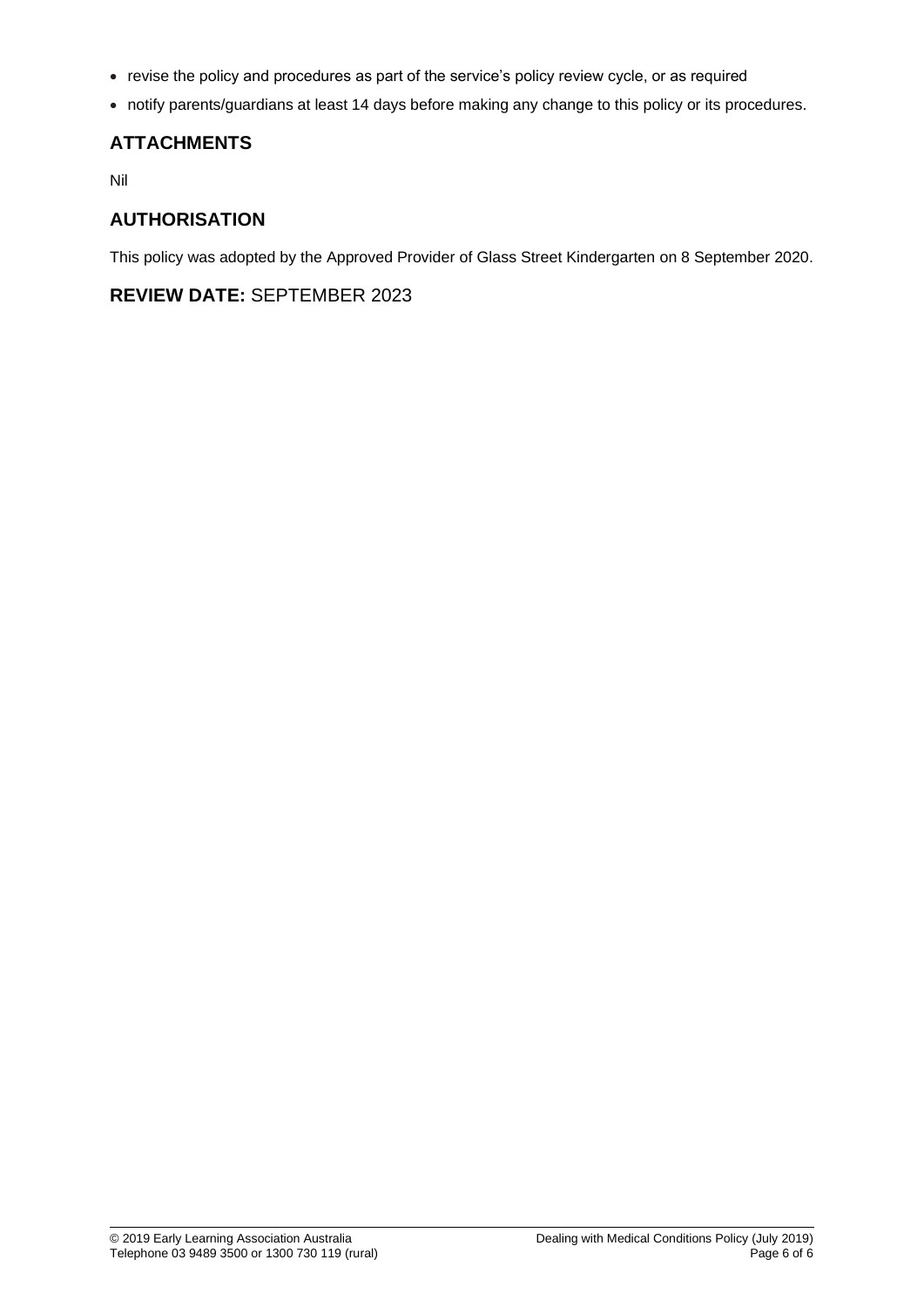- revise the policy and procedures as part of the service's policy review cycle, or as required
- notify parents/guardians at least 14 days before making any change to this policy or its procedures.

## ATTACHMENTS

Nil

## AUTHORISATION

This policy was adopted by the Approved Provider of Glass Street Kindergarten on 8 September 2020.

## REVIEW DATE: SEPTEMBER 2023